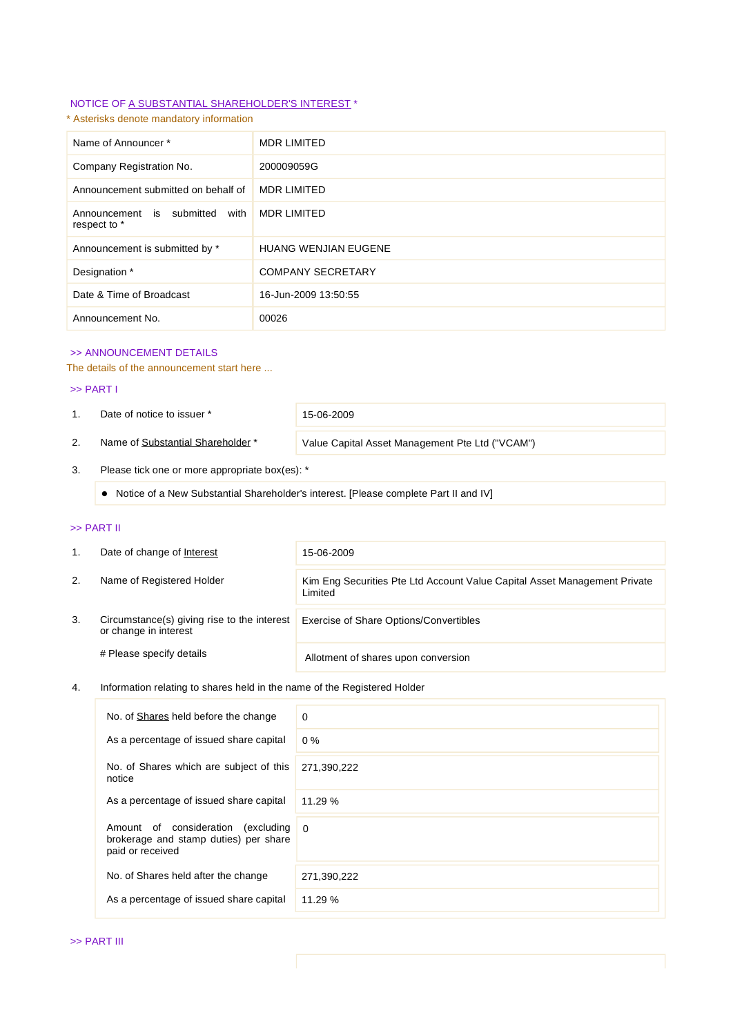NOTICE OF A SUBSTANTIAL SHAREHOLDER'S INTEREST *

* Asterisks denote mandatory information

| | |
|---|---|
| Name of Announcer * | MDR LIMITED |
| Company Registration No. | 200009059G |
| Announcement submitted on behalf of | MDR LIMITED |
| Announcement is submitted with respect to * | MDR LIMITED |
| Announcement is submitted by * | HUANG WENJIAN EUGENE |
| Designation * | COMPANY SECRETARY |
| Date & Time of Broadcast | 16-Jun-2009 13:50:55 |
| Announcement No. | 00026 |

>> ANNOUNCEMENT DETAILS

The details of the announcement start here ...

>> PART I

| | | |
|---|---|---|
| 1. | Date of notice to issuer * | 15-06-2009 |
| 2. | Name of Substantial Shareholder * | Value Capital Asset Management Pte Ltd ("VCAM") |

3. Please tick one or more appropriate box(es): *

- Notice of a New Substantial Shareholder's interest. [Please complete Part II and IV]

>> PART II

| | | |
|---|---|---|
| 1. | Date of change of Interest | 15-06-2009 |
| 2. | Name of Registered Holder | Kim Eng Securities Pte Ltd Account Value Capital Asset Management Private Limited |
| 3. | Circumstance(s) giving rise to the interest or change in interest | Exercise of Share Options/Convertibles |
| | # Please specify details | Allotment of shares upon conversion |

4. Information relating to shares held in the name of the Registered Holder

| | |
|---|---|
| No. of Shares held before the change | 0 |
| As a percentage of issued share capital | 0 % |
| No. of Shares which are subject of this notice | 271,390,222 |
| As a percentage of issued share capital | 11.29 % |
| Amount of consideration (excluding brokerage and stamp duties) per share paid or received | 0 |
| No. of Shares held after the change | 271,390,222 |
| As a percentage of issued share capital | 11.29 % |

>> PART III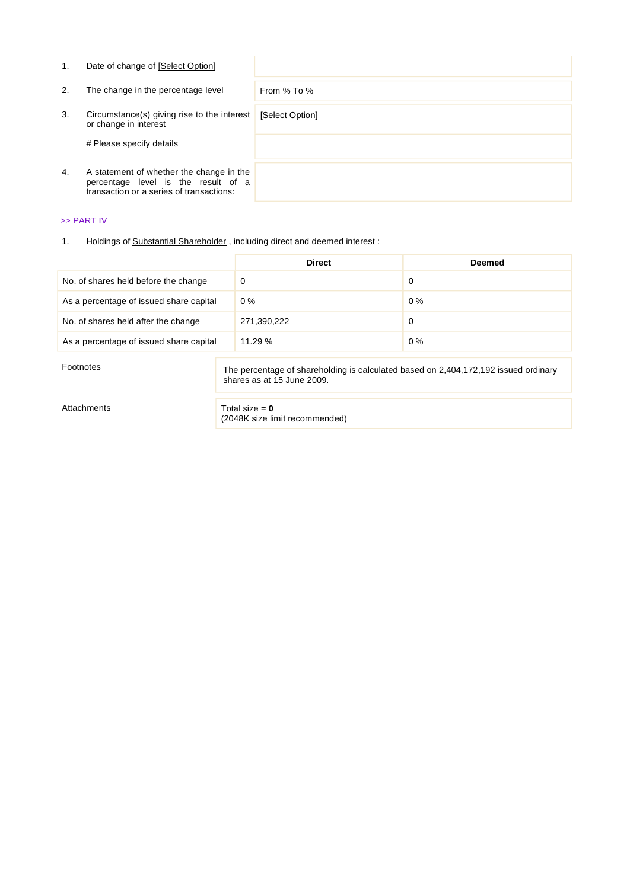1. Date of change of [Select Option]

2. The change in the percentage level: From % To %

3. Circumstance(s) giving rise to the interest or change in interest: [Select Option]

   # Please specify details

4. A statement of whether the change in the percentage level is the result of a transaction or a series of transactions:

>> PART IV

1. Holdings of Substantial Shareholder , including direct and deemed interest :

| | Direct | Deemed |
|---|---|---|
| No. of shares held before the change | 0 | 0 |
| As a percentage of issued share capital | 0 % | 0 % |
| No. of shares held after the change | 271,390,222 | 0 |
| As a percentage of issued share capital | 11.29 % | 0 % |

| | |
|---|---|
| Footnotes | The percentage of shareholding is calculated based on 2,404,172,192 issued ordinary shares as at 15 June 2009. |
| Attachments | Total size = **0**<br>(2048K size limit recommended) |